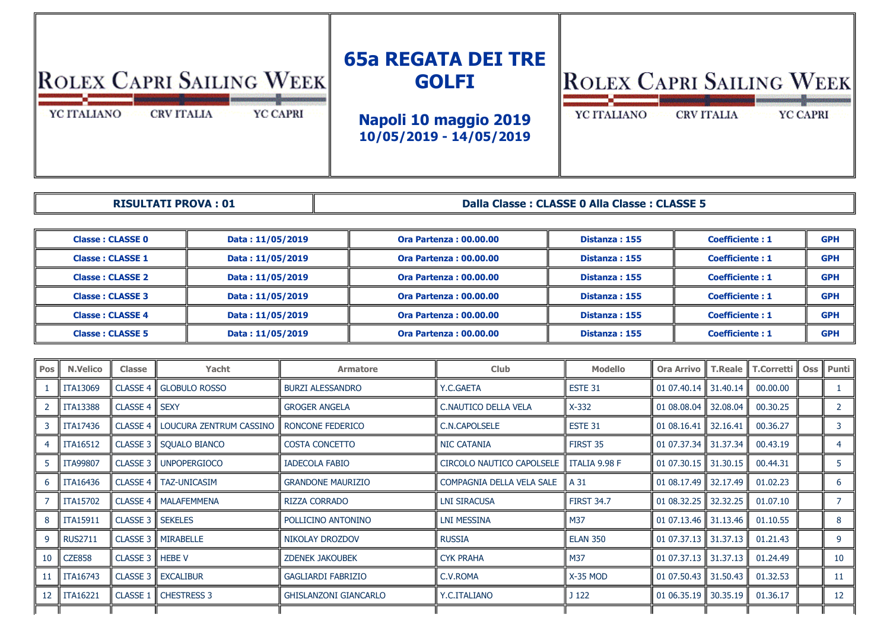ROLEX CAPRI SAILING WEEK

YC ITALIANO CRV ITALIA YC CAPRI

# 65a REGATA DEI TRE GOLFI

## Napoli 10 maggio 2019

### 10/05/2019 - 14/05/2019

ROLEX CAPRI SAILING WEEK

YC ITALIANO CRV ITALIA YC CAPRI

| RISULTATI PROVA : 01 | Dalla Classe : CLASSE 0 Alla Classe : CLASSE 5 |
|---|---|

| Classe | Data | Ora Partenza | Distanza | Coefficiente | |
|---|---|---|---|---|---|
| Classe : CLASSE 0 | Data : 11/05/2019 | Ora Partenza : 00.00.00 | Distanza : 155 | Coefficiente : 1 | GPH |
| Classe : CLASSE 1 | Data : 11/05/2019 | Ora Partenza : 00.00.00 | Distanza : 155 | Coefficiente : 1 | GPH |
| Classe : CLASSE 2 | Data : 11/05/2019 | Ora Partenza : 00.00.00 | Distanza : 155 | Coefficiente : 1 | GPH |
| Classe : CLASSE 3 | Data : 11/05/2019 | Ora Partenza : 00.00.00 | Distanza : 155 | Coefficiente : 1 | GPH |
| Classe : CLASSE 4 | Data : 11/05/2019 | Ora Partenza : 00.00.00 | Distanza : 155 | Coefficiente : 1 | GPH |
| Classe : CLASSE 5 | Data : 11/05/2019 | Ora Partenza : 00.00.00 | Distanza : 155 | Coefficiente : 1 | GPH |

| Pos | N.Velico | Classe | Yacht | Armatore | Club | Modello | Ora Arrivo | T.Reale | T.Corretti | Oss | Punti |
|---|---|---|---|---|---|---|---|---|---|---|---|
| 1 | ITA13069 | CLASSE 4 | GLOBULO ROSSO | BURZI ALESSANDRO | Y.C.GAETA | ESTE 31 | 01 07.40.14 | 31.40.14 | 00.00.00 | | 1 |
| 2 | ITA13388 | CLASSE 4 | SEXY | GROGER ANGELA | C.NAUTICO DELLA VELA | X-332 | 01 08.08.04 | 32.08.04 | 00.30.25 | | 2 |
| 3 | ITA17436 | CLASSE 4 | LOUCURA ZENTRUM CASSINO | RONCONE FEDERICO | C.N.CAPOLSELE | ESTE 31 | 01 08.16.41 | 32.16.41 | 00.36.27 | | 3 |
| 4 | ITA16512 | CLASSE 3 | SQUALO BIANCO | COSTA CONCETTO | NIC CATANIA | FIRST 35 | 01 07.37.34 | 31.37.34 | 00.43.19 | | 4 |
| 5 | ITA99807 | CLASSE 3 | UNPOPERGIOCO | IADECOLA FABIO | CIRCOLO NAUTICO CAPOLSELE | ITALIA 9.98 F | 01 07.30.15 | 31.30.15 | 00.44.31 | | 5 |
| 6 | ITA16436 | CLASSE 4 | TAZ-UNICASIM | GRANDONE MAURIZIO | COMPAGNIA DELLA VELA SALE | A 31 | 01 08.17.49 | 32.17.49 | 01.02.23 | | 6 |
| 7 | ITA15702 | CLASSE 4 | MALAFEMMENA | RIZZA CORRADO | LNI SIRACUSA | FIRST 34.7 | 01 08.32.25 | 32.32.25 | 01.07.10 | | 7 |
| 8 | ITA15911 | CLASSE 3 | SEKELES | POLLICINO ANTONINO | LNI MESSINA | M37 | 01 07.13.46 | 31.13.46 | 01.10.55 | | 8 |
| 9 | RUS2711 | CLASSE 3 | MIRABELLE | NIKOLAY DROZDOV | RUSSIA | ELAN 350 | 01 07.37.13 | 31.37.13 | 01.21.43 | | 9 |
| 10 | CZE858 | CLASSE 3 | HEBE V | ZDENEK JAKOUBEK | CYK PRAHA | M37 | 01 07.37.13 | 31.37.13 | 01.24.49 | | 10 |
| 11 | ITA16743 | CLASSE 3 | EXCALIBUR | GAGLIARDI FABRIZIO | C.V.ROMA | X-35 MOD | 01 07.50.43 | 31.50.43 | 01.32.53 | | 11 |
| 12 | ITA16221 | CLASSE 1 | CHESTRESS 3 | GHISLANZONI GIANCARLO | Y.C.ITALIANO | J 122 | 01 06.35.19 | 30.35.19 | 01.36.17 | | 12 |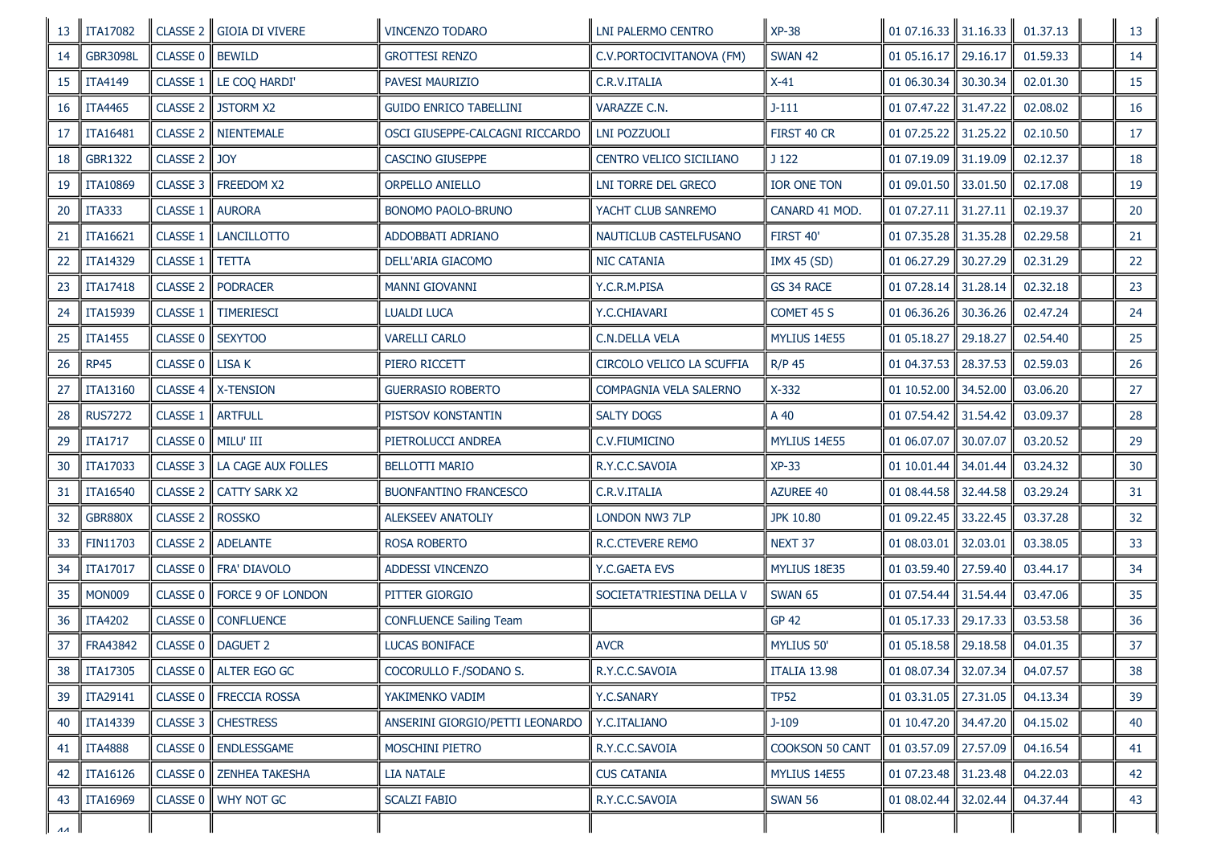| 13 | ITA17082 | CLASSE 2 | GIOIA DI VIVERE | VINCENZO TODARO | LNI PALERMO CENTRO | XP-38 | 01 07.16.33 | 31.16.33 | 01.37.13 | | 13 |
|---|---|---|---|---|---|---|---|---|---|---|---|
| 14 | GBR3098L | CLASSE 0 | BEWILD | GROTTESI RENZO | C.V.PORTOCIVITANOVA (FM) | SWAN 42 | 01 05.16.17 | 29.16.17 | 01.59.33 | | 14 |
| 15 | ITA4149 | CLASSE 1 | LE COQ HARDI' | PAVESI MAURIZIO | C.R.V.ITALIA | X-41 | 01 06.30.34 | 30.30.34 | 02.01.30 | | 15 |
| 16 | ITA4465 | CLASSE 2 | JSTORM X2 | GUIDO ENRICO TABELLINI | VARAZZE C.N. | J-111 | 01 07.47.22 | 31.47.22 | 02.08.02 | | 16 |
| 17 | ITA16481 | CLASSE 2 | NIENTEMALE | OSCI GIUSEPPE-CALCAGNI RICCARDO | LNI POZZUOLI | FIRST 40 CR | 01 07.25.22 | 31.25.22 | 02.10.50 | | 17 |
| 18 | GBR1322 | CLASSE 2 | JOY | CASCINO GIUSEPPE | CENTRO VELICO SICILIANO | J 122 | 01 07.19.09 | 31.19.09 | 02.12.37 | | 18 |
| 19 | ITA10869 | CLASSE 3 | FREEDOM X2 | ORPELLO ANIELLO | LNI TORRE DEL GRECO | IOR ONE TON | 01 09.01.50 | 33.01.50 | 02.17.08 | | 19 |
| 20 | ITA333 | CLASSE 1 | AURORA | BONOMO PAOLO-BRUNO | YACHT CLUB SANREMO | CANARD 41 MOD. | 01 07.27.11 | 31.27.11 | 02.19.37 | | 20 |
| 21 | ITA16621 | CLASSE 1 | LANCILLOTTO | ADDOBBATI ADRIANO | NAUTICLUB CASTELFUSANO | FIRST 40' | 01 07.35.28 | 31.35.28 | 02.29.58 | | 21 |
| 22 | ITA14329 | CLASSE 1 | TETTA | DELL'ARIA GIACOMO | NIC CATANIA | IMX 45 (SD) | 01 06.27.29 | 30.27.29 | 02.31.29 | | 22 |
| 23 | ITA17418 | CLASSE 2 | PODRACER | MANNI GIOVANNI | Y.C.R.M.PISA | GS 34 RACE | 01 07.28.14 | 31.28.14 | 02.32.18 | | 23 |
| 24 | ITA15939 | CLASSE 1 | TIMERIESCI | LUALDI LUCA | Y.C.CHIAVARI | COMET 45 S | 01 06.36.26 | 30.36.26 | 02.47.24 | | 24 |
| 25 | ITA1455 | CLASSE 0 | SEXYTOO | VARELLI CARLO | C.N.DELLA VELA | MYLIUS 14E55 | 01 05.18.27 | 29.18.27 | 02.54.40 | | 25 |
| 26 | RP45 | CLASSE 0 | LISA K | PIERO RICCETT | CIRCOLO VELICO LA SCUFFIA | R/P 45 | 01 04.37.53 | 28.37.53 | 02.59.03 | | 26 |
| 27 | ITA13160 | CLASSE 4 | X-TENSION | GUERRASIO ROBERTO | COMPAGNIA VELA SALERNO | X-332 | 01 10.52.00 | 34.52.00 | 03.06.20 | | 27 |
| 28 | RUS7272 | CLASSE 1 | ARTFULL | PISTSOV KONSTANTIN | SALTY DOGS | A 40 | 01 07.54.42 | 31.54.42 | 03.09.37 | | 28 |
| 29 | ITA1717 | CLASSE 0 | MILU' III | PIETROLUCCI ANDREA | C.V.FIUMICINO | MYLIUS 14E55 | 01 06.07.07 | 30.07.07 | 03.20.52 | | 29 |
| 30 | ITA17033 | CLASSE 3 | LA CAGE AUX FOLLES | BELLOTTI MARIO | R.Y.C.C.SAVOIA | XP-33 | 01 10.01.44 | 34.01.44 | 03.24.32 | | 30 |
| 31 | ITA16540 | CLASSE 2 | CATTY SARK X2 | BUONFANTINO FRANCESCO | C.R.V.ITALIA | AZUREE 40 | 01 08.44.58 | 32.44.58 | 03.29.24 | | 31 |
| 32 | GBR880X | CLASSE 2 | ROSSKO | ALEKSEEV ANATOLIY | LONDON NW3 7LP | JPK 10.80 | 01 09.22.45 | 33.22.45 | 03.37.28 | | 32 |
| 33 | FIN11703 | CLASSE 2 | ADELANTE | ROSA ROBERTO | R.C.CTEVERE REMO | NEXT 37 | 01 08.03.01 | 32.03.01 | 03.38.05 | | 33 |
| 34 | ITA17017 | CLASSE 0 | FRA' DIAVOLO | ADDESSI VINCENZO | Y.C.GAETA EVS | MYLIUS 18E35 | 01 03.59.40 | 27.59.40 | 03.44.17 | | 34 |
| 35 | MON009 | CLASSE 0 | FORCE 9 OF LONDON | PITTER GIORGIO | SOCIETA'TRIESTINA DELLA V | SWAN 65 | 01 07.54.44 | 31.54.44 | 03.47.06 | | 35 |
| 36 | ITA4202 | CLASSE 0 | CONFLUENCE | CONFLUENCE Sailing Team | | GP 42 | 01 05.17.33 | 29.17.33 | 03.53.58 | | 36 |
| 37 | FRA43842 | CLASSE 0 | DAGUET 2 | LUCAS BONIFACE | AVCR | MYLIUS 50' | 01 05.18.58 | 29.18.58 | 04.01.35 | | 37 |
| 38 | ITA17305 | CLASSE 0 | ALTER EGO GC | COCORULLO F./SODANO S. | R.Y.C.C.SAVOIA | ITALIA 13.98 | 01 08.07.34 | 32.07.34 | 04.07.57 | | 38 |
| 39 | ITA29141 | CLASSE 0 | FRECCIA ROSSA | YAKIMENKO VADIM | Y.C.SANARY | TP52 | 01 03.31.05 | 27.31.05 | 04.13.34 | | 39 |
| 40 | ITA14339 | CLASSE 3 | CHESTRESS | ANSERINI GIORGIO/PETTI LEONARDO | Y.C.ITALIANO | J-109 | 01 10.47.20 | 34.47.20 | 04.15.02 | | 40 |
| 41 | ITA4888 | CLASSE 0 | ENDLESSGAME | MOSCHINI PIETRO | R.Y.C.C.SAVOIA | COOKSON 50 CANT | 01 03.57.09 | 27.57.09 | 04.16.54 | | 41 |
| 42 | ITA16126 | CLASSE 0 | ZENHEA TAKESHA | LIA NATALE | CUS CATANIA | MYLIUS 14E55 | 01 07.23.48 | 31.23.48 | 04.22.03 | | 42 |
| 43 | ITA16969 | CLASSE 0 | WHY NOT GC | SCALZI FABIO | R.Y.C.C.SAVOIA | SWAN 56 | 01 08.02.44 | 32.02.44 | 04.37.44 | | 43 |
| 44 | | | | | | | | | | | |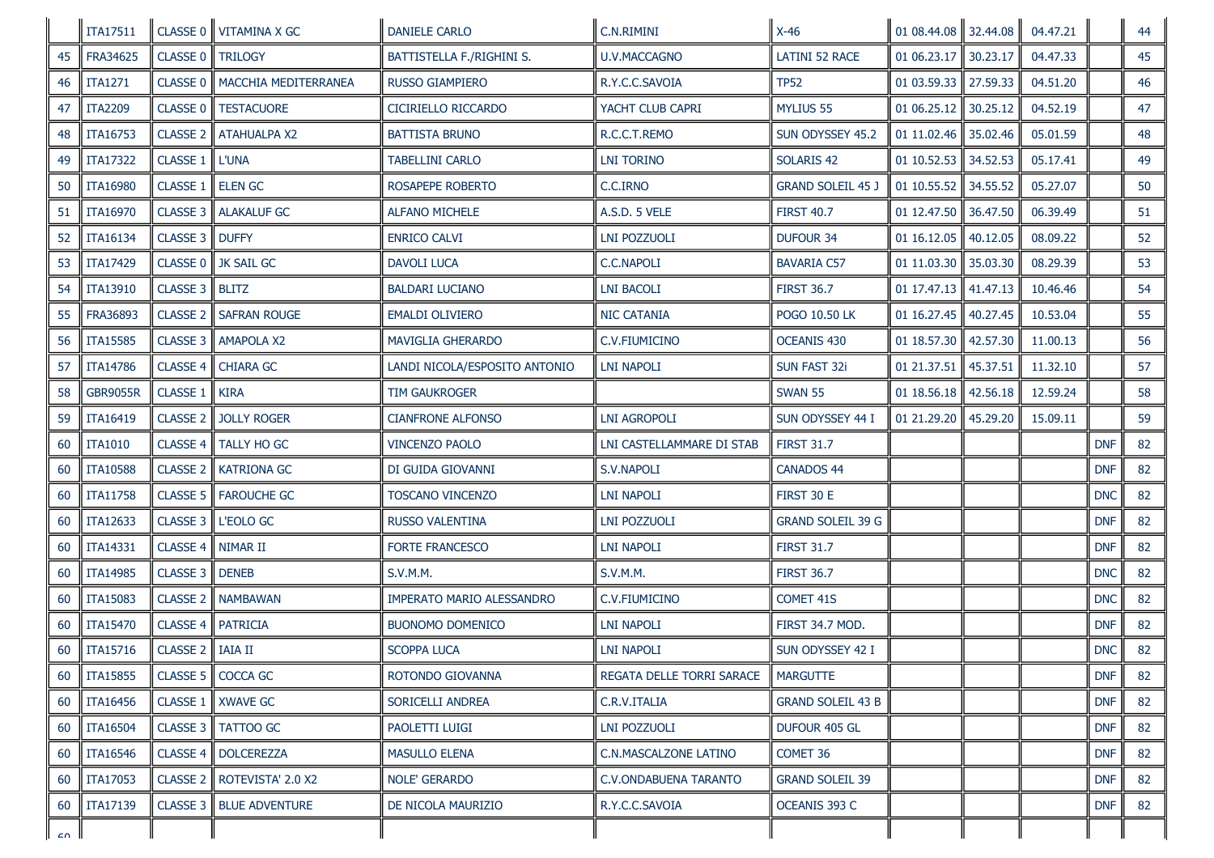| | | | | | | | | | | | |
|---|---|---|---|---|---|---|---|---|---|---|---|
| | ITA17511 | CLASSE 0 | VITAMINA X GC | DANIELE CARLO | C.N.RIMINI | X-46 | 01 08.44.08 | 32.44.08 | 04.47.21 | | 44 |
| 45 | FRA34625 | CLASSE 0 | TRILOGY | BATTISTELLA F./RIGHINI S. | U.V.MACCAGNO | LATINI 52 RACE | 01 06.23.17 | 30.23.17 | 04.47.33 | | 45 |
| 46 | ITA1271 | CLASSE 0 | MACCHIA MEDITERRANEA | RUSSO GIAMPIERO | R.Y.C.C.SAVOIA | TP52 | 01 03.59.33 | 27.59.33 | 04.51.20 | | 46 |
| 47 | ITA2209 | CLASSE 0 | TESTACUORE | CICIRIELLO RICCARDO | YACHT CLUB CAPRI | MYLIUS 55 | 01 06.25.12 | 30.25.12 | 04.52.19 | | 47 |
| 48 | ITA16753 | CLASSE 2 | ATAHUALPA X2 | BATTISTA BRUNO | R.C.C.T.REMO | SUN ODYSSEY 45.2 | 01 11.02.46 | 35.02.46 | 05.01.59 | | 48 |
| 49 | ITA17322 | CLASSE 1 | L'UNA | TABELLINI CARLO | LNI TORINO | SOLARIS 42 | 01 10.52.53 | 34.52.53 | 05.17.41 | | 49 |
| 50 | ITA16980 | CLASSE 1 | ELEN GC | ROSAPEPE ROBERTO | C.C.IRNO | GRAND SOLEIL 45 J | 01 10.55.52 | 34.55.52 | 05.27.07 | | 50 |
| 51 | ITA16970 | CLASSE 3 | ALAKALUF GC | ALFANO MICHELE | A.S.D. 5 VELE | FIRST 40.7 | 01 12.47.50 | 36.47.50 | 06.39.49 | | 51 |
| 52 | ITA16134 | CLASSE 3 | DUFFY | ENRICO CALVI | LNI POZZUOLI | DUFOUR 34 | 01 16.12.05 | 40.12.05 | 08.09.22 | | 52 |
| 53 | ITA17429 | CLASSE 0 | JK SAIL GC | DAVOLI LUCA | C.C.NAPOLI | BAVARIA C57 | 01 11.03.30 | 35.03.30 | 08.29.39 | | 53 |
| 54 | ITA13910 | CLASSE 3 | BLITZ | BALDARI LUCIANO | LNI BACOLI | FIRST 36.7 | 01 17.47.13 | 41.47.13 | 10.46.46 | | 54 |
| 55 | FRA36893 | CLASSE 2 | SAFRAN ROUGE | EMALDI OLIVIERO | NIC CATANIA | POGO 10.50 LK | 01 16.27.45 | 40.27.45 | 10.53.04 | | 55 |
| 56 | ITA15585 | CLASSE 3 | AMAPOLA X2 | MAVIGLIA GHERARDO | C.V.FIUMICINO | OCEANIS 430 | 01 18.57.30 | 42.57.30 | 11.00.13 | | 56 |
| 57 | ITA14786 | CLASSE 4 | CHIARA GC | LANDI NICOLA/ESPOSITO ANTONIO | LNI NAPOLI | SUN FAST 32i | 01 21.37.51 | 45.37.51 | 11.32.10 | | 57 |
| 58 | GBR9055R | CLASSE 1 | KIRA | TIM GAUKROGER | | SWAN 55 | 01 18.56.18 | 42.56.18 | 12.59.24 | | 58 |
| 59 | ITA16419 | CLASSE 2 | JOLLY ROGER | CIANFRONE ALFONSO | LNI AGROPOLI | SUN ODYSSEY 44 I | 01 21.29.20 | 45.29.20 | 15.09.11 | | 59 |
| 60 | ITA1010 | CLASSE 4 | TALLY HO GC | VINCENZO PAOLO | LNI CASTELLAMMARE DI STAB | FIRST 31.7 | | | | DNF | 82 |
| 60 | ITA10588 | CLASSE 2 | KATRIONA GC | DI GUIDA GIOVANNI | S.V.NAPOLI | CANADOS 44 | | | | DNF | 82 |
| 60 | ITA11758 | CLASSE 5 | FAROUCHE GC | TOSCANO VINCENZO | LNI NAPOLI | FIRST 30 E | | | | DNC | 82 |
| 60 | ITA12633 | CLASSE 3 | L'EOLO GC | RUSSO VALENTINA | LNI POZZUOLI | GRAND SOLEIL 39 G | | | | DNF | 82 |
| 60 | ITA14331 | CLASSE 4 | NIMAR II | FORTE FRANCESCO | LNI NAPOLI | FIRST 31.7 | | | | DNF | 82 |
| 60 | ITA14985 | CLASSE 3 | DENEB | S.V.M.M. | S.V.M.M. | FIRST 36.7 | | | | DNC | 82 |
| 60 | ITA15083 | CLASSE 2 | NAMBAWAN | IMPERATO MARIO ALESSANDRO | C.V.FIUMICINO | COMET 41S | | | | DNC | 82 |
| 60 | ITA15470 | CLASSE 4 | PATRICIA | BUONOMO DOMENICO | LNI NAPOLI | FIRST 34.7 MOD. | | | | DNF | 82 |
| 60 | ITA15716 | CLASSE 2 | IAIA II | SCOPPA LUCA | LNI NAPOLI | SUN ODYSSEY 42 I | | | | DNC | 82 |
| 60 | ITA15855 | CLASSE 5 | COCCA GC | ROTONDO GIOVANNA | REGATA DELLE TORRI SARACE | MARGUTTE | | | | DNF | 82 |
| 60 | ITA16456 | CLASSE 1 | XWAVE GC | SORICELLI ANDREA | C.R.V.ITALIA | GRAND SOLEIL 43 B | | | | DNF | 82 |
| 60 | ITA16504 | CLASSE 3 | TATTOO GC | PAOLETTI LUIGI | LNI POZZUOLI | DUFOUR 405 GL | | | | DNF | 82 |
| 60 | ITA16546 | CLASSE 4 | DOLCEREZZA | MASULLO ELENA | C.N.MASCALZONE LATINO | COMET 36 | | | | DNF | 82 |
| 60 | ITA17053 | CLASSE 2 | ROTEVISTA' 2.0 X2 | NOLE' GERARDO | C.V.ONDABUENA TARANTO | GRAND SOLEIL 39 | | | | DNF | 82 |
| 60 | ITA17139 | CLASSE 3 | BLUE ADVENTURE | DE NICOLA MAURIZIO | R.Y.C.C.SAVOIA | OCEANIS 393 C | | | | DNF | 82 |
| 60 | | | | | | | | | | | |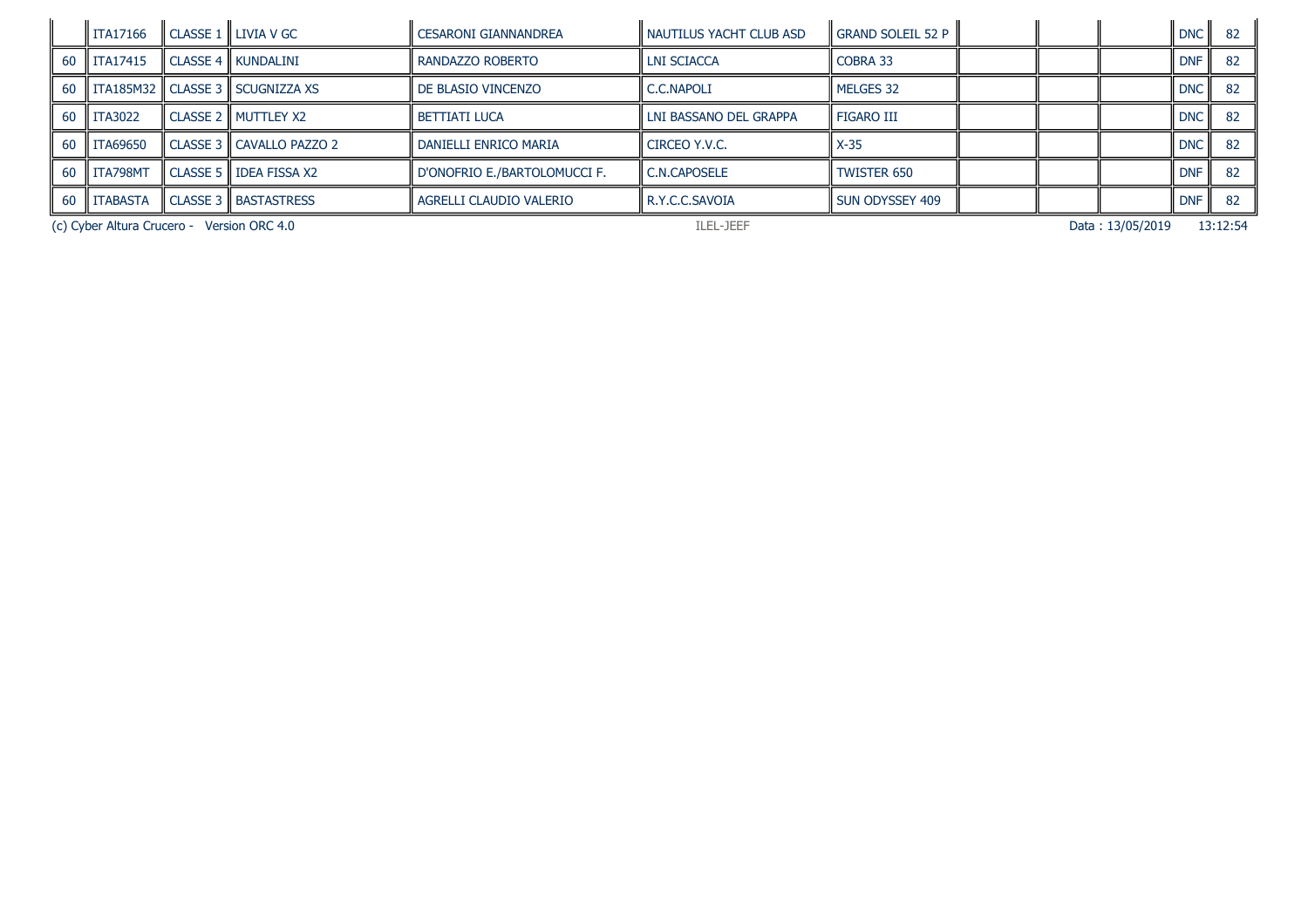| | | | | | | | | | | | |
|---|---|---|---|---|---|---|---|---|---|---|---|
| | ITA17166 | CLASSE 1 | LIVIA V GC | CESARONI GIANNANDREA | NAUTILUS YACHT CLUB ASD | GRAND SOLEIL 52 P | | | | DNC | 82 |
| 60 | ITA17415 | CLASSE 4 | KUNDALINI | RANDAZZO ROBERTO | LNI SCIACCA | COBRA 33 | | | | DNF | 82 |
| 60 | ITA185M32 | CLASSE 3 | SCUGNIZZA XS | DE BLASIO VINCENZO | C.C.NAPOLI | MELGES 32 | | | | DNC | 82 |
| 60 | ITA3022 | CLASSE 2 | MUTTLEY X2 | BETTIATI LUCA | LNI BASSANO DEL GRAPPA | FIGARO III | | | | DNC | 82 |
| 60 | ITA69650 | CLASSE 3 | CAVALLO PAZZO 2 | DANIELLI ENRICO MARIA | CIRCEO Y.V.C. | X-35 | | | | DNC | 82 |
| 60 | ITA798MT | CLASSE 5 | IDEA FISSA X2 | D'ONOFRIO E./BARTOLOMUCCI F. | C.N.CAPOSELE | TWISTER 650 | | | | DNF | 82 |
| 60 | ITABASTA | CLASSE 3 | BASTASTRESS | AGRELLI CLAUDIO VALERIO | R.Y.C.C.SAVOIA | SUN ODYSSEY 409 | | | | DNF | 82 |

(c) Cyber Altura Crucero - Version ORC 4.0 ILEL-JEEF Data : 13/05/2019 13:12:54